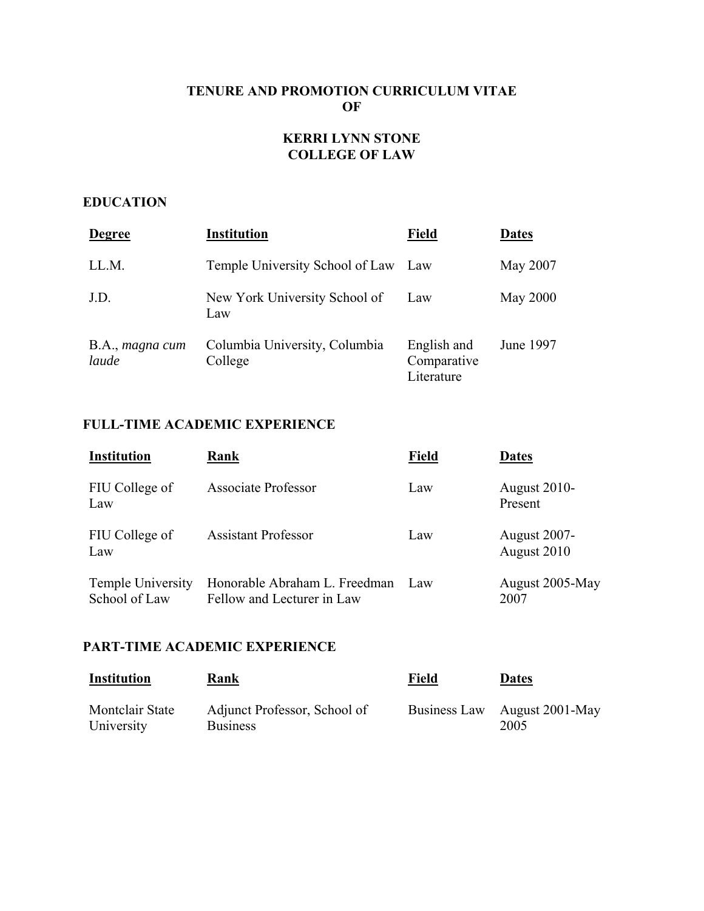# TENURE AND PROMOTION CURRICULUM VITAE OF

# KERRI LYNN STONE COLLEGE OF LAW

## EDUCATION

| **Degree** | **Institution** | **Field** | **Dates** |
|---|---|---|---|
| LL.M. | Temple University School of Law | Law | May 2007 |
| J.D. | New York University School of Law | Law | May 2000 |
| B.A., *magna cum laude* | Columbia University, Columbia College | English and Comparative Literature | June 1997 |

## FULL-TIME ACADEMIC EXPERIENCE

| **Institution** | **Rank** | **Field** | **Dates** |
|---|---|---|---|
| FIU College of Law | Associate Professor | Law | August 2010-Present |
| FIU College of Law | Assistant Professor | Law | August 2007-August 2010 |
| Temple University School of Law | Honorable Abraham L. Freedman Fellow and Lecturer in Law | Law | August 2005-May 2007 |

## PART-TIME ACADEMIC EXPERIENCE

| **Institution** | **Rank** | **Field** | **Dates** |
|---|---|---|---|
| Montclair State University | Adjunct Professor, School of Business | Business Law | August 2001-May 2005 |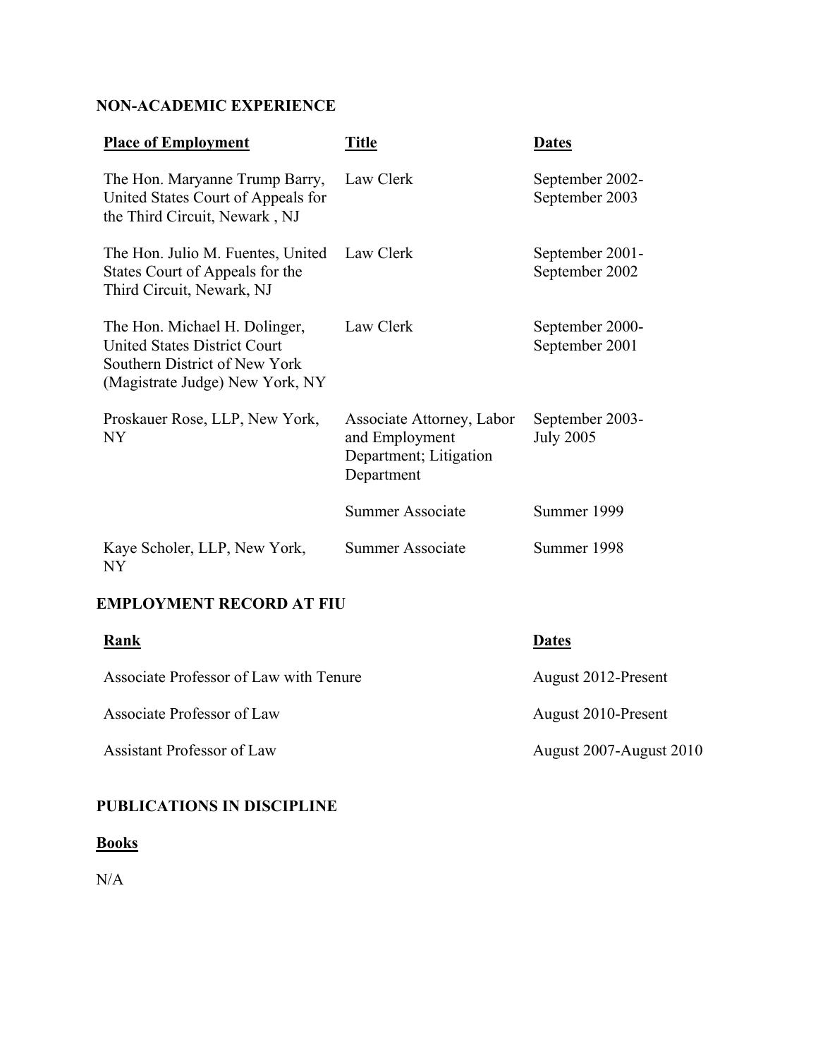## NON-ACADEMIC EXPERIENCE

| Place of Employment | Title | Dates |
|---|---|---|
| The Hon. Maryanne Trump Barry, United States Court of Appeals for the Third Circuit, Newark , NJ | Law Clerk | September 2002-September 2003 |
| The Hon. Julio M. Fuentes, United States Court of Appeals for the Third Circuit, Newark, NJ | Law Clerk | September 2001-September 2002 |
| The Hon. Michael H. Dolinger, United States District Court Southern District of New York (Magistrate Judge) New York, NY | Law Clerk | September 2000-September 2001 |
| Proskauer Rose, LLP, New York, NY | Associate Attorney, Labor and Employment Department; Litigation Department | September 2003-July 2005 |
| | Summer Associate | Summer 1999 |
| Kaye Scholer, LLP, New York, NY | Summer Associate | Summer 1998 |

## EMPLOYMENT RECORD AT FIU

| Rank | Dates |
|---|---|
| Associate Professor of Law with Tenure | August 2012-Present |
| Associate Professor of Law | August 2010-Present |
| Assistant Professor of Law | August 2007-August 2010 |

## PUBLICATIONS IN DISCIPLINE

### Books

N/A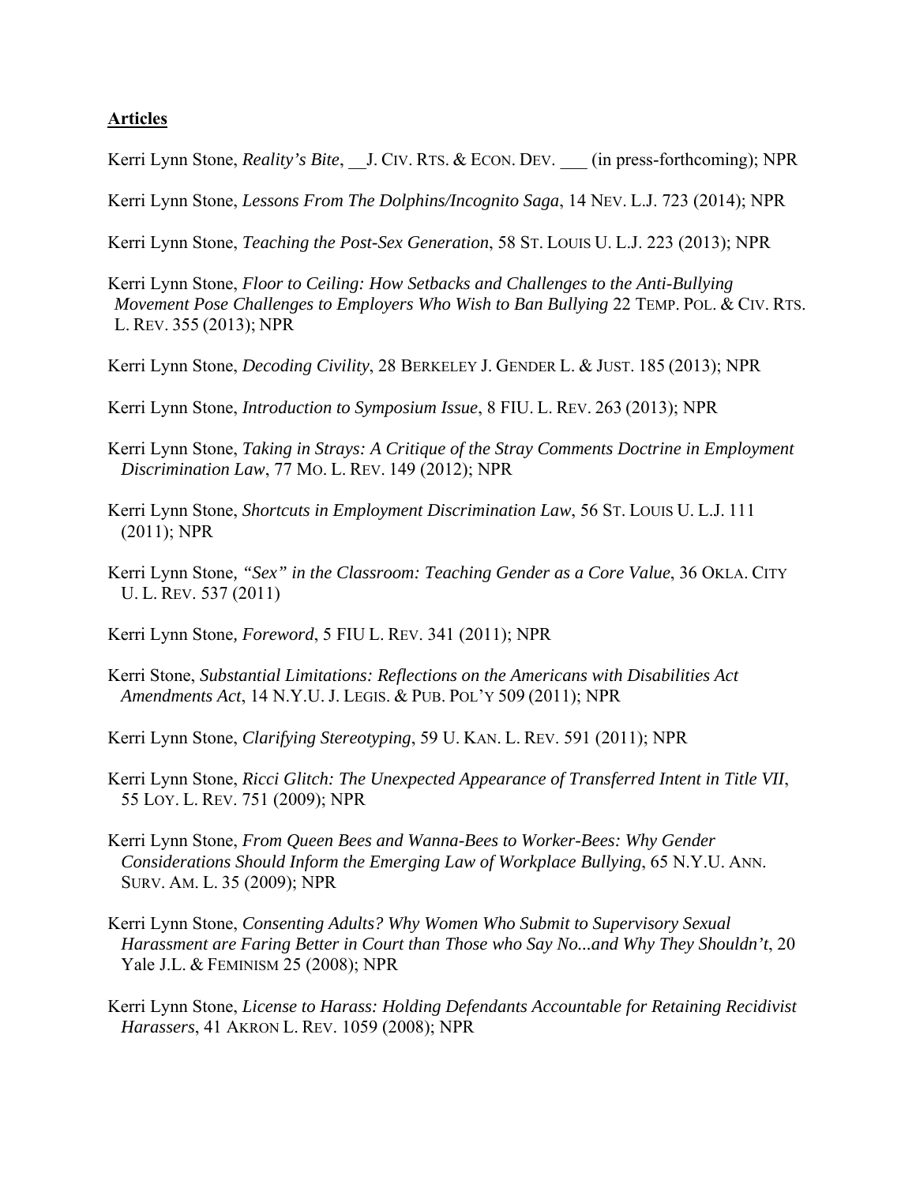**Articles**

Kerri Lynn Stone, *Reality's Bite*, __J. CIV. RTS. & ECON. DEV. ___ (in press-forthcoming); NPR

Kerri Lynn Stone, *Lessons From The Dolphins/Incognito Saga*, 14 NEV. L.J. 723 (2014); NPR

Kerri Lynn Stone, *Teaching the Post-Sex Generation*, 58 ST. LOUIS U. L.J. 223 (2013); NPR

Kerri Lynn Stone, *Floor to Ceiling: How Setbacks and Challenges to the Anti-Bullying Movement Pose Challenges to Employers Who Wish to Ban Bullying* 22 TEMP. POL. & CIV. RTS. L. REV. 355 (2013); NPR

Kerri Lynn Stone, *Decoding Civility*, 28 BERKELEY J. GENDER L. & JUST. 185 (2013); NPR

Kerri Lynn Stone, *Introduction to Symposium Issue*, 8 FIU. L. REV. 263 (2013); NPR

Kerri Lynn Stone, *Taking in Strays: A Critique of the Stray Comments Doctrine in Employment Discrimination Law*, 77 MO. L. REV. 149 (2012); NPR

Kerri Lynn Stone, *Shortcuts in Employment Discrimination Law*, 56 ST. LOUIS U. L.J. 111 (2011); NPR

Kerri Lynn Stone, *"Sex" in the Classroom: Teaching Gender as a Core Value*, 36 OKLA. CITY U. L. REV. 537 (2011)

Kerri Lynn Stone, *Foreword*, 5 FIU L. REV. 341 (2011); NPR

Kerri Stone, *Substantial Limitations: Reflections on the Americans with Disabilities Act Amendments Act*, 14 N.Y.U. J. LEGIS. & PUB. POL'Y 509 (2011); NPR

Kerri Lynn Stone, *Clarifying Stereotyping*, 59 U. KAN. L. REV. 591 (2011); NPR

Kerri Lynn Stone, *Ricci Glitch: The Unexpected Appearance of Transferred Intent in Title VII*, 55 LOY. L. REV. 751 (2009); NPR

Kerri Lynn Stone, *From Queen Bees and Wanna-Bees to Worker-Bees: Why Gender Considerations Should Inform the Emerging Law of Workplace Bullying*, 65 N.Y.U. ANN. SURV. AM. L. 35 (2009); NPR

Kerri Lynn Stone, *Consenting Adults? Why Women Who Submit to Supervisory Sexual Harassment are Faring Better in Court than Those who Say No...and Why They Shouldn't*, 20 Yale J.L. & FEMINISM 25 (2008); NPR

Kerri Lynn Stone, *License to Harass: Holding Defendants Accountable for Retaining Recidivist Harassers*, 41 AKRON L. REV. 1059 (2008); NPR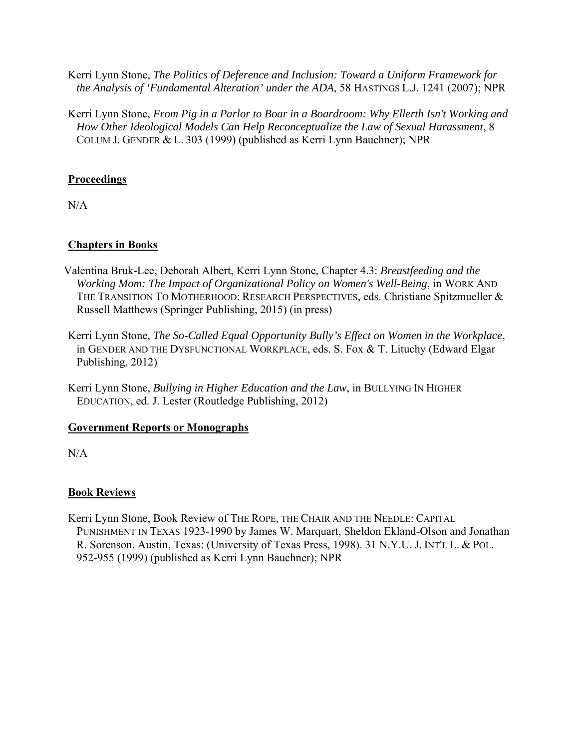Kerri Lynn Stone, *The Politics of Deference and Inclusion: Toward a Uniform Framework for the Analysis of 'Fundamental Alteration' under the ADA*, 58 HASTINGS L.J. 1241 (2007); NPR

Kerri Lynn Stone, *From Pig in a Parlor to Boar in a Boardroom: Why Ellerth Isn't Working and How Other Ideological Models Can Help Reconceptualize the Law of Sexual Harassment*, 8 COLUM J. GENDER & L. 303 (1999) (published as Kerri Lynn Bauchner); NPR

## Proceedings

N/A

## Chapters in Books

Valentina Bruk-Lee, Deborah Albert, Kerri Lynn Stone, Chapter 4.3: *Breastfeeding and the Working Mom: The Impact of Organizational Policy on Women's Well-Being*, in WORK AND THE TRANSITION TO MOTHERHOOD: RESEARCH PERSPECTIVES, eds. Christiane Spitzmueller & Russell Matthews (Springer Publishing, 2015) (in press)

Kerri Lynn Stone, *The So-Called Equal Opportunity Bully's Effect on Women in the Workplace*, in GENDER AND THE DYSFUNCTIONAL WORKPLACE, eds. S. Fox & T. Lituchy (Edward Elgar Publishing, 2012)

Kerri Lynn Stone, *Bullying in Higher Education and the Law*, in BULLYING IN HIGHER EDUCATION, ed. J. Lester (Routledge Publishing, 2012)

## Government Reports or Monographs

N/A

## Book Reviews

Kerri Lynn Stone, Book Review of THE ROPE, THE CHAIR AND THE NEEDLE: CAPITAL PUNISHMENT IN TEXAS 1923-1990 by James W. Marquart, Sheldon Ekland-Olson and Jonathan R. Sorenson. Austin, Texas: (University of Texas Press, 1998). 31 N.Y.U. J. INT'L L. & POL. 952-955 (1999) (published as Kerri Lynn Bauchner); NPR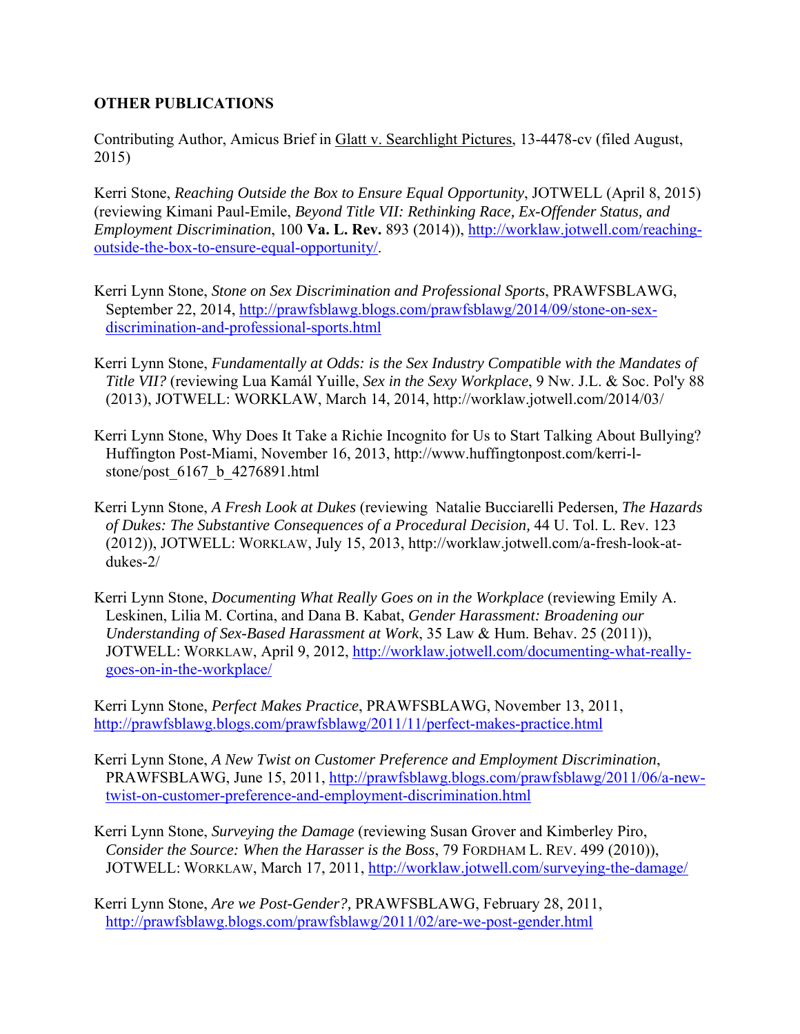**OTHER PUBLICATIONS**

Contributing Author, Amicus Brief in Glatt v. Searchlight Pictures, 13-4478-cv (filed August, 2015)

Kerri Stone, *Reaching Outside the Box to Ensure Equal Opportunity*, JOTWELL (April 8, 2015) (reviewing Kimani Paul-Emile, *Beyond Title VII: Rethinking Race, Ex-Offender Status, and Employment Discrimination*, 100 **Va. L. Rev.** 893 (2014)), http://worklaw.jotwell.com/reaching-outside-the-box-to-ensure-equal-opportunity/.

Kerri Lynn Stone, *Stone on Sex Discrimination and Professional Sports*, PRAWFSBLAWG, September 22, 2014, http://prawfsblawg.blogs.com/prawfsblawg/2014/09/stone-on-sex-discrimination-and-professional-sports.html

Kerri Lynn Stone, *Fundamentally at Odds: is the Sex Industry Compatible with the Mandates of Title VII?* (reviewing Lua Kamál Yuille, *Sex in the Sexy Workplace*, 9 Nw. J.L. & Soc. Pol'y 88 (2013), JOTWELL: WORKLAW, March 14, 2014, http://worklaw.jotwell.com/2014/03/

Kerri Lynn Stone, Why Does It Take a Richie Incognito for Us to Start Talking About Bullying? Huffington Post-Miami, November 16, 2013, http://www.huffingtonpost.com/kerri-l-stone/post_6167_b_4276891.html

Kerri Lynn Stone, *A Fresh Look at Dukes* (reviewing Natalie Bucciarelli Pedersen, *The Hazards of Dukes: The Substantive Consequences of a Procedural Decision*, 44 U. Tol. L. Rev. 123 (2012)), JOTWELL: WORKLAW, July 15, 2013, http://worklaw.jotwell.com/a-fresh-look-at-dukes-2/

Kerri Lynn Stone, *Documenting What Really Goes on in the Workplace* (reviewing Emily A. Leskinen, Lilia M. Cortina, and Dana B. Kabat, *Gender Harassment: Broadening our Understanding of Sex-Based Harassment at Work*, 35 Law & Hum. Behav. 25 (2011)), JOTWELL: WORKLAW, April 9, 2012, http://worklaw.jotwell.com/documenting-what-really-goes-on-in-the-workplace/

Kerri Lynn Stone, *Perfect Makes Practice*, PRAWFSBLAWG, November 13, 2011, http://prawfsblawg.blogs.com/prawfsblawg/2011/11/perfect-makes-practice.html

Kerri Lynn Stone, *A New Twist on Customer Preference and Employment Discrimination*, PRAWFSBLAWG, June 15, 2011, http://prawfsblawg.blogs.com/prawfsblawg/2011/06/a-new-twist-on-customer-preference-and-employment-discrimination.html

Kerri Lynn Stone, *Surveying the Damage* (reviewing Susan Grover and Kimberley Piro, *Consider the Source: When the Harasser is the Boss*, 79 FORDHAM L. REV. 499 (2010)), JOTWELL: WORKLAW, March 17, 2011, http://worklaw.jotwell.com/surveying-the-damage/

Kerri Lynn Stone, *Are we Post-Gender?,* PRAWFSBLAWG, February 28, 2011, http://prawfsblawg.blogs.com/prawfsblawg/2011/02/are-we-post-gender.html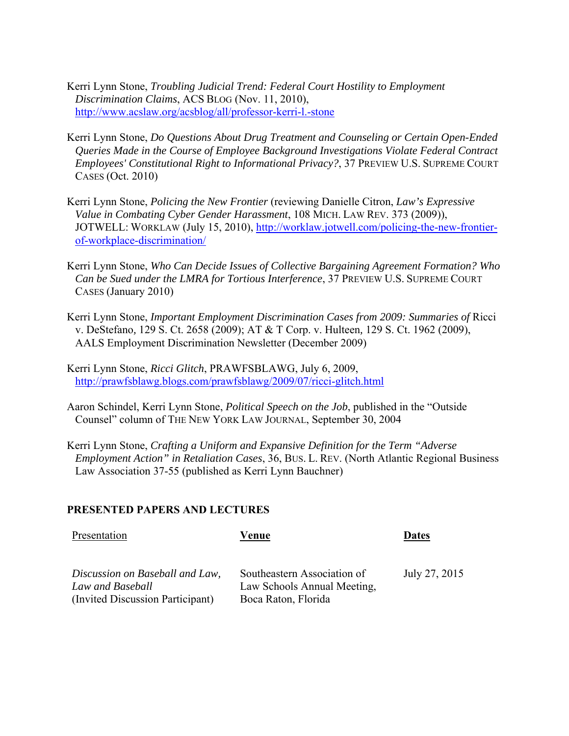Kerri Lynn Stone, *Troubling Judicial Trend: Federal Court Hostility to Employment Discrimination Claims*, ACS BLOG (Nov. 11, 2010), http://www.acslaw.org/acsblog/all/professor-kerri-l.-stone

Kerri Lynn Stone, *Do Questions About Drug Treatment and Counseling or Certain Open-Ended Queries Made in the Course of Employee Background Investigations Violate Federal Contract Employees' Constitutional Right to Informational Privacy?*, 37 PREVIEW U.S. SUPREME COURT CASES (Oct. 2010)

Kerri Lynn Stone, *Policing the New Frontier* (reviewing Danielle Citron, *Law's Expressive Value in Combating Cyber Gender Harassment*, 108 MICH. LAW REV. 373 (2009)), JOTWELL: WORKLAW (July 15, 2010), http://worklaw.jotwell.com/policing-the-new-frontier-of-workplace-discrimination/

Kerri Lynn Stone, *Who Can Decide Issues of Collective Bargaining Agreement Formation? Who Can be Sued under the LMRA for Tortious Interference*, 37 PREVIEW U.S. SUPREME COURT CASES (January 2010)

Kerri Lynn Stone, *Important Employment Discrimination Cases from 2009: Summaries of* Ricci v. DeStefano*,* 129 S. Ct. 2658 (2009); AT & T Corp. v. Hulteen*,* 129 S. Ct. 1962 (2009), AALS Employment Discrimination Newsletter (December 2009)

Kerri Lynn Stone, *Ricci Glitch*, PRAWFSBLAWG, July 6, 2009, http://prawfsblawg.blogs.com/prawfsblawg/2009/07/ricci-glitch.html

Aaron Schindel, Kerri Lynn Stone, *Political Speech on the Job*, published in the "Outside Counsel" column of THE NEW YORK LAW JOURNAL, September 30, 2004

Kerri Lynn Stone, *Crafting a Uniform and Expansive Definition for the Term "Adverse Employment Action" in Retaliation Cases*, 36, BUS. L. REV. (North Atlantic Regional Business Law Association 37-55 (published as Kerri Lynn Bauchner)

## PRESENTED PAPERS AND LECTURES

| Presentation | **Venue** | **Dates** |
|---|---|---|
| *Discussion on Baseball and Law, Law and Baseball* (Invited Discussion Participant) | Southeastern Association of Law Schools Annual Meeting, Boca Raton, Florida | July 27, 2015 |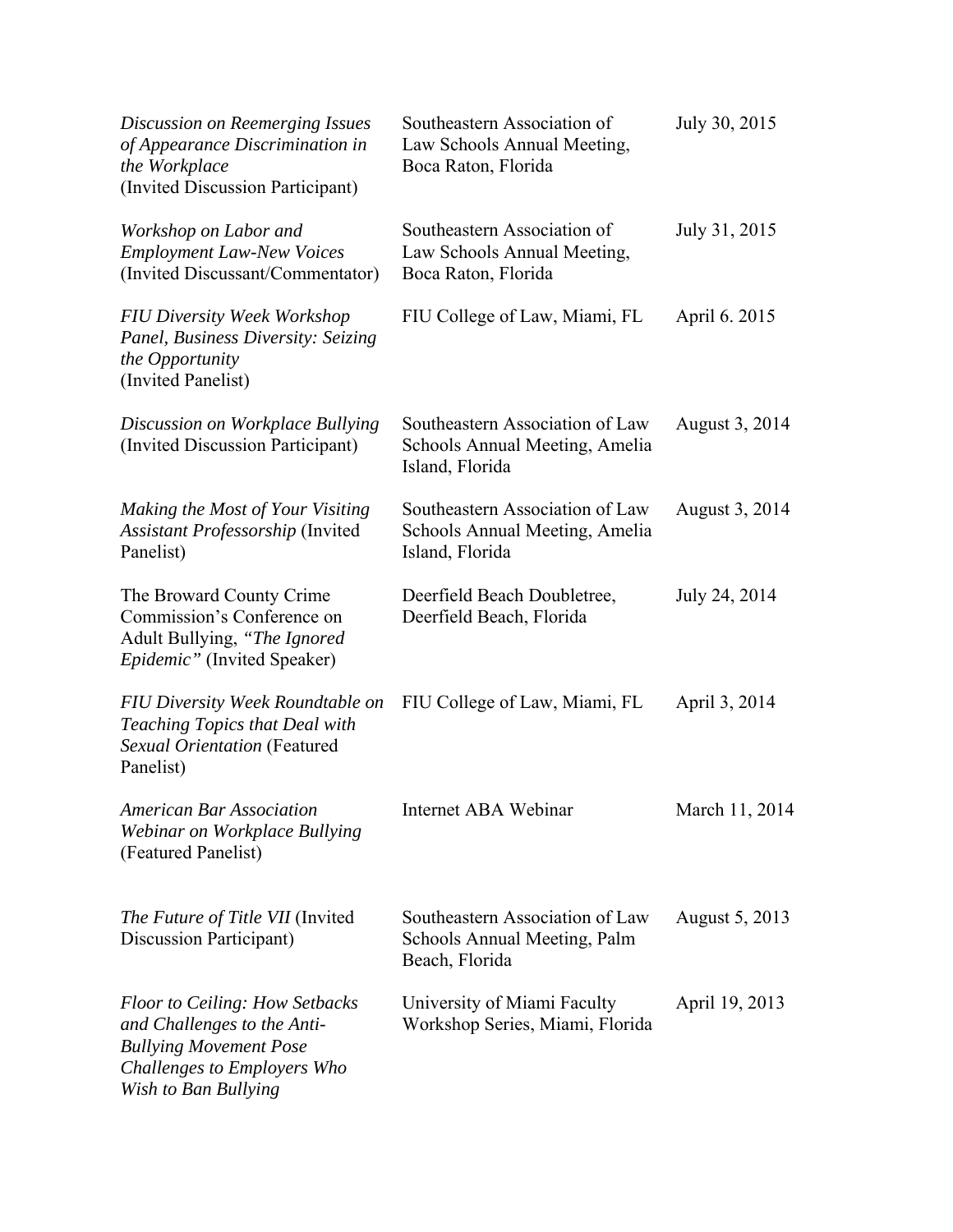| | | |
|---|---|---|
| *Discussion on Reemerging Issues of Appearance Discrimination in the Workplace* (Invited Discussion Participant) | Southeastern Association of Law Schools Annual Meeting, Boca Raton, Florida | July 30, 2015 |
| *Workshop on Labor and Employment Law-New Voices* (Invited Discussant/Commentator) | Southeastern Association of Law Schools Annual Meeting, Boca Raton, Florida | July 31, 2015 |
| *FIU Diversity Week Workshop Panel, Business Diversity: Seizing the Opportunity* (Invited Panelist) | FIU College of Law, Miami, FL | April 6. 2015 |
| *Discussion on Workplace Bullying* (Invited Discussion Participant) | Southeastern Association of Law Schools Annual Meeting, Amelia Island, Florida | August 3, 2014 |
| *Making the Most of Your Visiting Assistant Professorship* (Invited Panelist) | Southeastern Association of Law Schools Annual Meeting, Amelia Island, Florida | August 3, 2014 |
| The Broward County Crime Commission's Conference on Adult Bullying, *"The Ignored Epidemic"* (Invited Speaker) | Deerfield Beach Doubletree, Deerfield Beach, Florida | July 24, 2014 |
| *FIU Diversity Week Roundtable on Teaching Topics that Deal with Sexual Orientation* (Featured Panelist) | FIU College of Law, Miami, FL | April 3, 2014 |
| *American Bar Association Webinar on Workplace Bullying* (Featured Panelist) | Internet ABA Webinar | March 11, 2014 |
| *The Future of Title VII* (Invited Discussion Participant) | Southeastern Association of Law Schools Annual Meeting, Palm Beach, Florida | August 5, 2013 |
| *Floor to Ceiling: How Setbacks and Challenges to the Anti-Bullying Movement Pose Challenges to Employers Who Wish to Ban Bullying* | University of Miami Faculty Workshop Series, Miami, Florida | April 19, 2013 |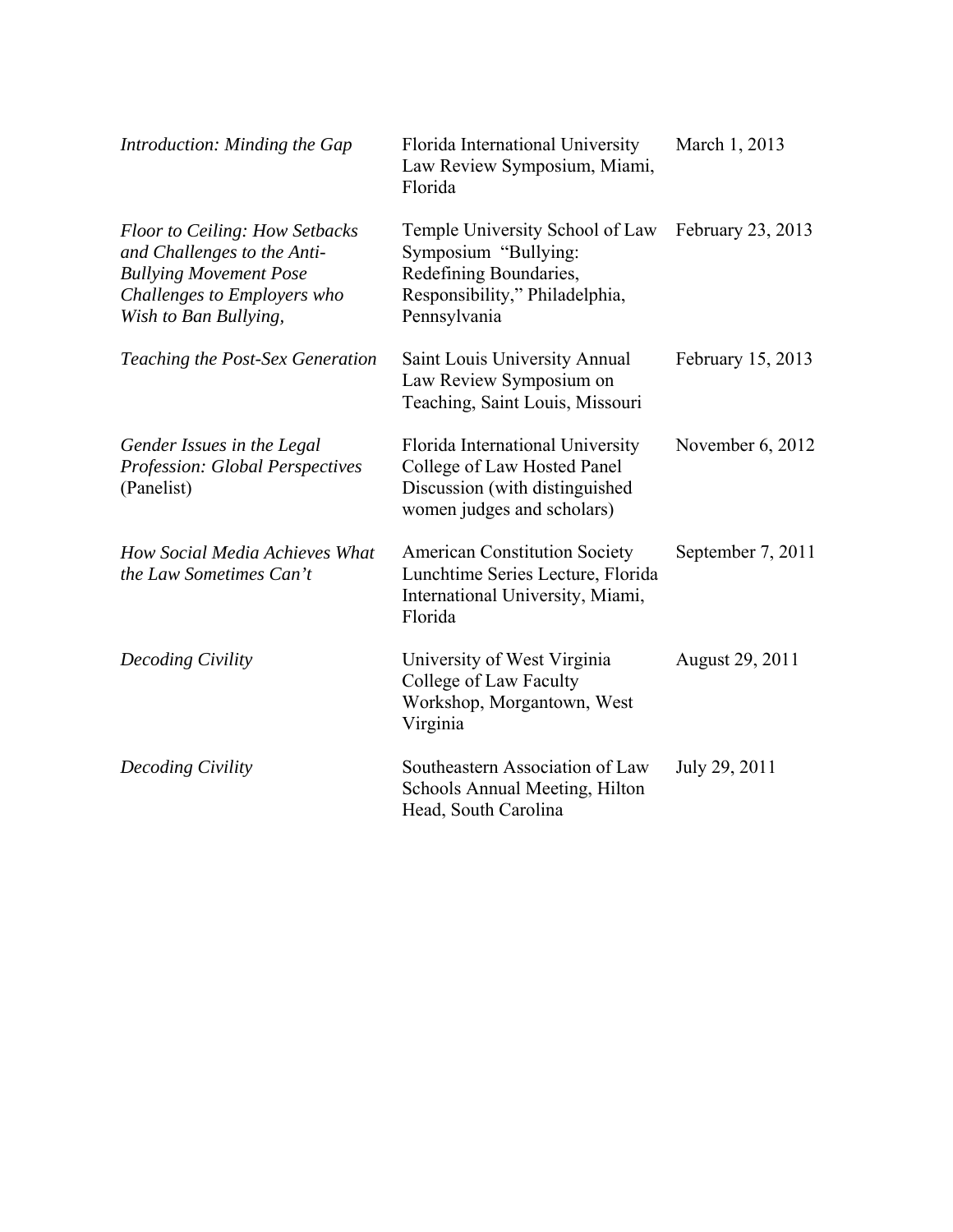| | | |
|---|---|---|
| *Introduction: Minding the Gap* | Florida International University Law Review Symposium, Miami, Florida | March 1, 2013 |
| *Floor to Ceiling: How Setbacks and Challenges to the Anti-Bullying Movement Pose Challenges to Employers who Wish to Ban Bullying,* | Temple University School of Law Symposium "Bullying: Redefining Boundaries, Responsibility," Philadelphia, Pennsylvania | February 23, 2013 |
| *Teaching the Post-Sex Generation* | Saint Louis University Annual Law Review Symposium on Teaching, Saint Louis, Missouri | February 15, 2013 |
| *Gender Issues in the Legal Profession: Global Perspectives* (Panelist) | Florida International University College of Law Hosted Panel Discussion (with distinguished women judges and scholars) | November 6, 2012 |
| *How Social Media Achieves What the Law Sometimes Can't* | American Constitution Society Lunchtime Series Lecture, Florida International University, Miami, Florida | September 7, 2011 |
| *Decoding Civility* | University of West Virginia College of Law Faculty Workshop, Morgantown, West Virginia | August 29, 2011 |
| *Decoding Civility* | Southeastern Association of Law Schools Annual Meeting, Hilton Head, South Carolina | July 29, 2011 |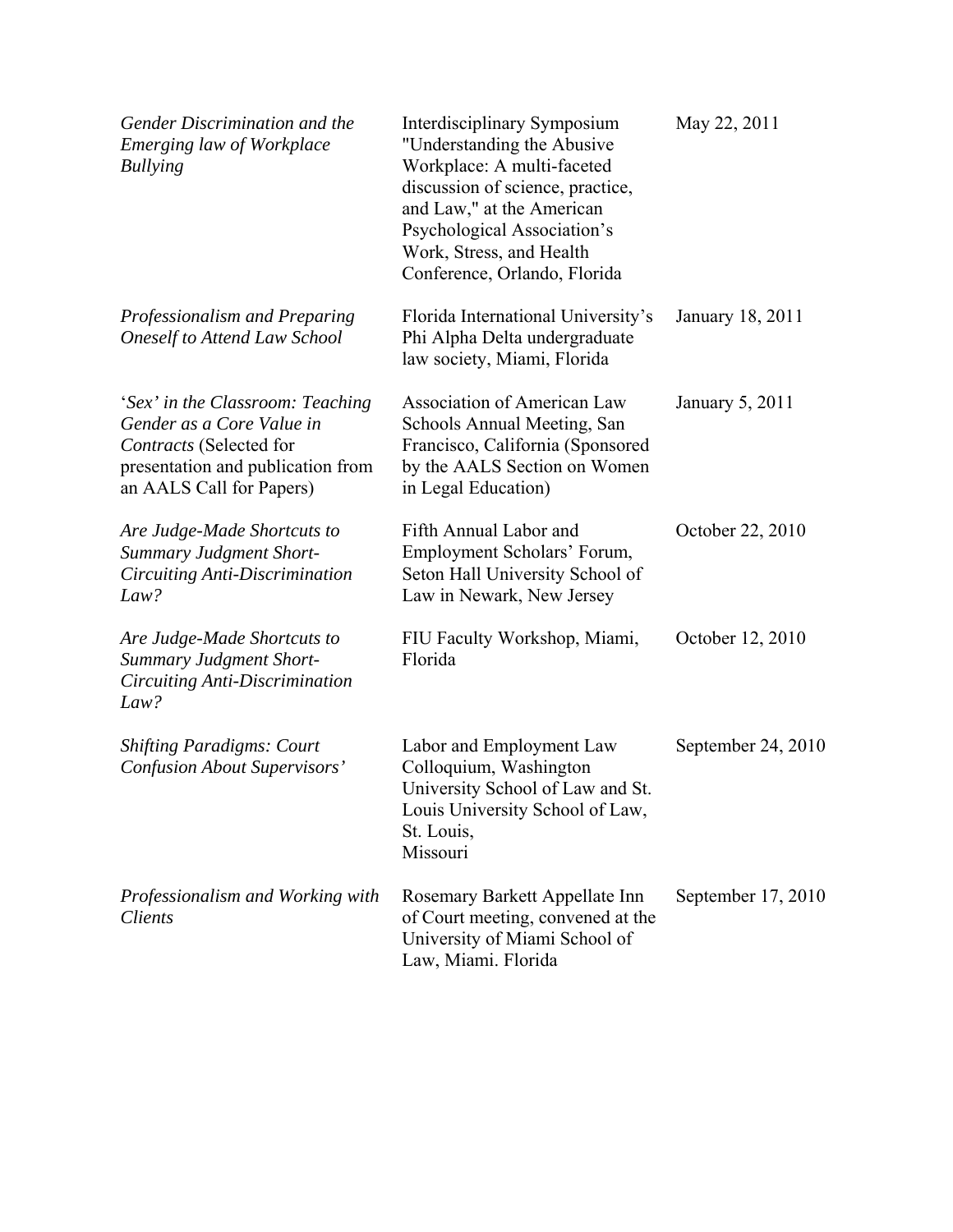| | | |
|---|---|---|
| *Gender Discrimination and the Emerging law of Workplace Bullying* | Interdisciplinary Symposium "Understanding the Abusive Workplace: A multi-faceted discussion of science, practice, and Law," at the American Psychological Association's Work, Stress, and Health Conference, Orlando, Florida | May 22, 2011 |
| *Professionalism and Preparing Oneself to Attend Law School* | Florida International University's Phi Alpha Delta undergraduate law society, Miami, Florida | January 18, 2011 |
| '*Sex' in the Classroom: Teaching Gender as a Core Value in Contracts* (Selected for presentation and publication from an AALS Call for Papers) | Association of American Law Schools Annual Meeting, San Francisco, California (Sponsored by the AALS Section on Women in Legal Education) | January 5, 2011 |
| *Are Judge-Made Shortcuts to Summary Judgment Short-Circuiting Anti-Discrimination Law?* | Fifth Annual Labor and Employment Scholars' Forum, Seton Hall University School of Law in Newark, New Jersey | October 22, 2010 |
| *Are Judge-Made Shortcuts to Summary Judgment Short-Circuiting Anti-Discrimination Law?* | FIU Faculty Workshop, Miami, Florida | October 12, 2010 |
| *Shifting Paradigms: Court Confusion About Supervisors'* | Labor and Employment Law Colloquium, Washington University School of Law and St. Louis University School of Law, St. Louis, Missouri | September 24, 2010 |
| *Professionalism and Working with Clients* | Rosemary Barkett Appellate Inn of Court meeting, convened at the University of Miami School of Law, Miami. Florida | September 17, 2010 |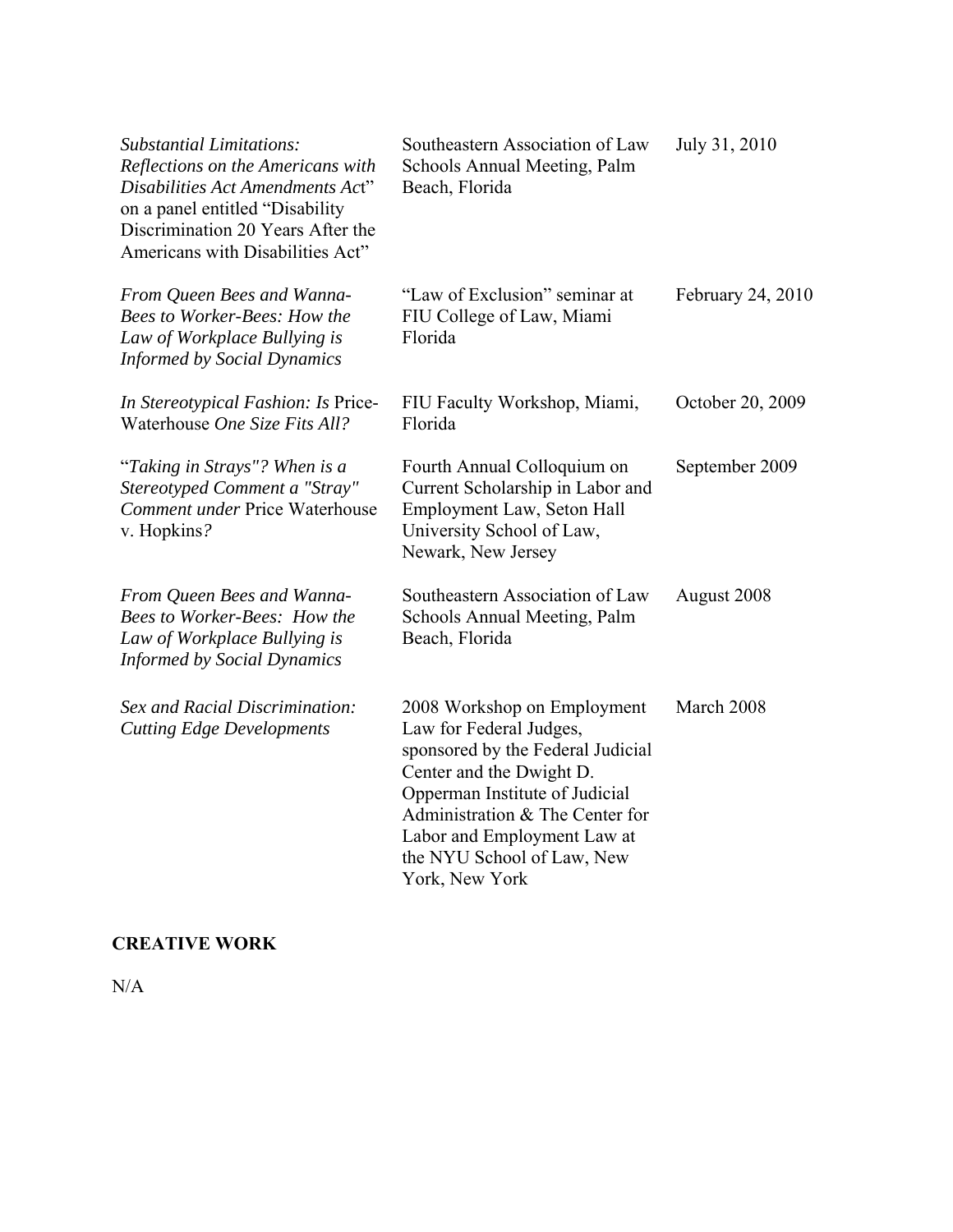| | | |
|---|---|---|
| *Substantial Limitations: Reflections on the Americans with Disabilities Act Amendments Act*" on a panel entitled "Disability Discrimination 20 Years After the Americans with Disabilities Act" | Southeastern Association of Law Schools Annual Meeting, Palm Beach, Florida | July 31, 2010 |
| *From Queen Bees and Wanna-Bees to Worker-Bees: How the Law of Workplace Bullying is Informed by Social Dynamics* | "Law of Exclusion" seminar at FIU College of Law, Miami Florida | February 24, 2010 |
| *In Stereotypical Fashion: Is* Price-Waterhouse *One Size Fits All?* | FIU Faculty Workshop, Miami, Florida | October 20, 2009 |
| "*Taking in Strays"? When is a Stereotyped Comment a "Stray" Comment under* Price Waterhouse v. Hopkins*?* | Fourth Annual Colloquium on Current Scholarship in Labor and Employment Law, Seton Hall University School of Law, Newark, New Jersey | September 2009 |
| *From Queen Bees and Wanna-Bees to Worker-Bees: How the Law of Workplace Bullying is Informed by Social Dynamics* | Southeastern Association of Law Schools Annual Meeting, Palm Beach, Florida | August 2008 |
| *Sex and Racial Discrimination: Cutting Edge Developments* | 2008 Workshop on Employment Law for Federal Judges, sponsored by the Federal Judicial Center and the Dwight D. Opperman Institute of Judicial Administration & The Center for Labor and Employment Law at the NYU School of Law, New York, New York | March 2008 |

## CREATIVE WORK

N/A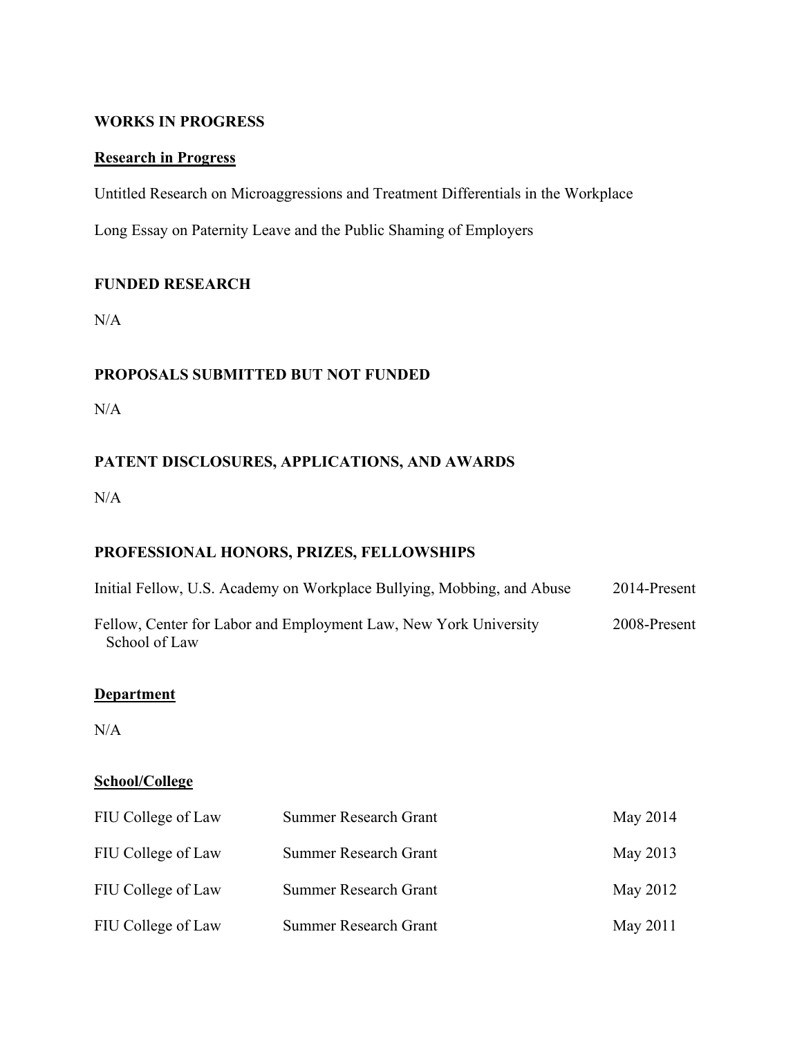## WORKS IN PROGRESS

### Research in Progress

Untitled Research on Microaggressions and Treatment Differentials in the Workplace

Long Essay on Paternity Leave and the Public Shaming of Employers

## FUNDED RESEARCH

N/A

## PROPOSALS SUBMITTED BUT NOT FUNDED

N/A

## PATENT DISCLOSURES, APPLICATIONS, AND AWARDS

N/A

## PROFESSIONAL HONORS, PRIZES, FELLOWSHIPS

| | |
|---|---|
| Initial Fellow, U.S. Academy on Workplace Bullying, Mobbing, and Abuse | 2014-Present |
| Fellow, Center for Labor and Employment Law, New York University School of Law | 2008-Present |

### Department

N/A

### School/College

| | | |
|---|---|---|
| FIU College of Law | Summer Research Grant | May 2014 |
| FIU College of Law | Summer Research Grant | May 2013 |
| FIU College of Law | Summer Research Grant | May 2012 |
| FIU College of Law | Summer Research Grant | May 2011 |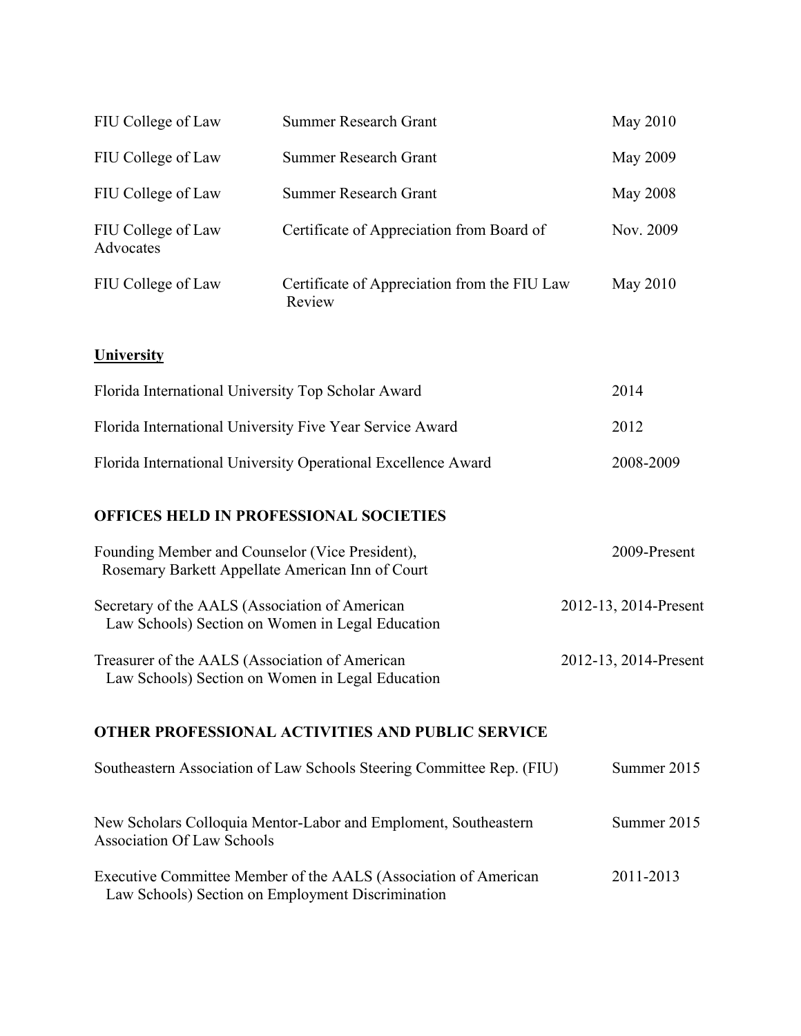| | | |
|---|---|---|
| FIU College of Law | Summer Research Grant | May 2010 |
| FIU College of Law | Summer Research Grant | May 2009 |
| FIU College of Law | Summer Research Grant | May 2008 |
| FIU College of Law | Certificate of Appreciation from Board of Advocates | Nov. 2009 |
| FIU College of Law | Certificate of Appreciation from the FIU Law Review | May 2010 |

**University**

| | |
|---|---|
| Florida International University Top Scholar Award | 2014 |
| Florida International University Five Year Service Award | 2012 |
| Florida International University Operational Excellence Award | 2008-2009 |

## OFFICES HELD IN PROFESSIONAL SOCIETIES

| | |
|---|---|
| Founding Member and Counselor (Vice President), Rosemary Barkett Appellate American Inn of Court | 2009-Present |
| Secretary of the AALS (Association of American Law Schools) Section on Women in Legal Education | 2012-13, 2014-Present |
| Treasurer of the AALS (Association of American Law Schools) Section on Women in Legal Education | 2012-13, 2014-Present |

## OTHER PROFESSIONAL ACTIVITIES AND PUBLIC SERVICE

| | |
|---|---|
| Southeastern Association of Law Schools Steering Committee Rep. (FIU) | Summer 2015 |
| New Scholars Colloquia Mentor-Labor and Emploment, Southeastern Association Of Law Schools | Summer 2015 |
| Executive Committee Member of the AALS (Association of American Law Schools) Section on Employment Discrimination | 2011-2013 |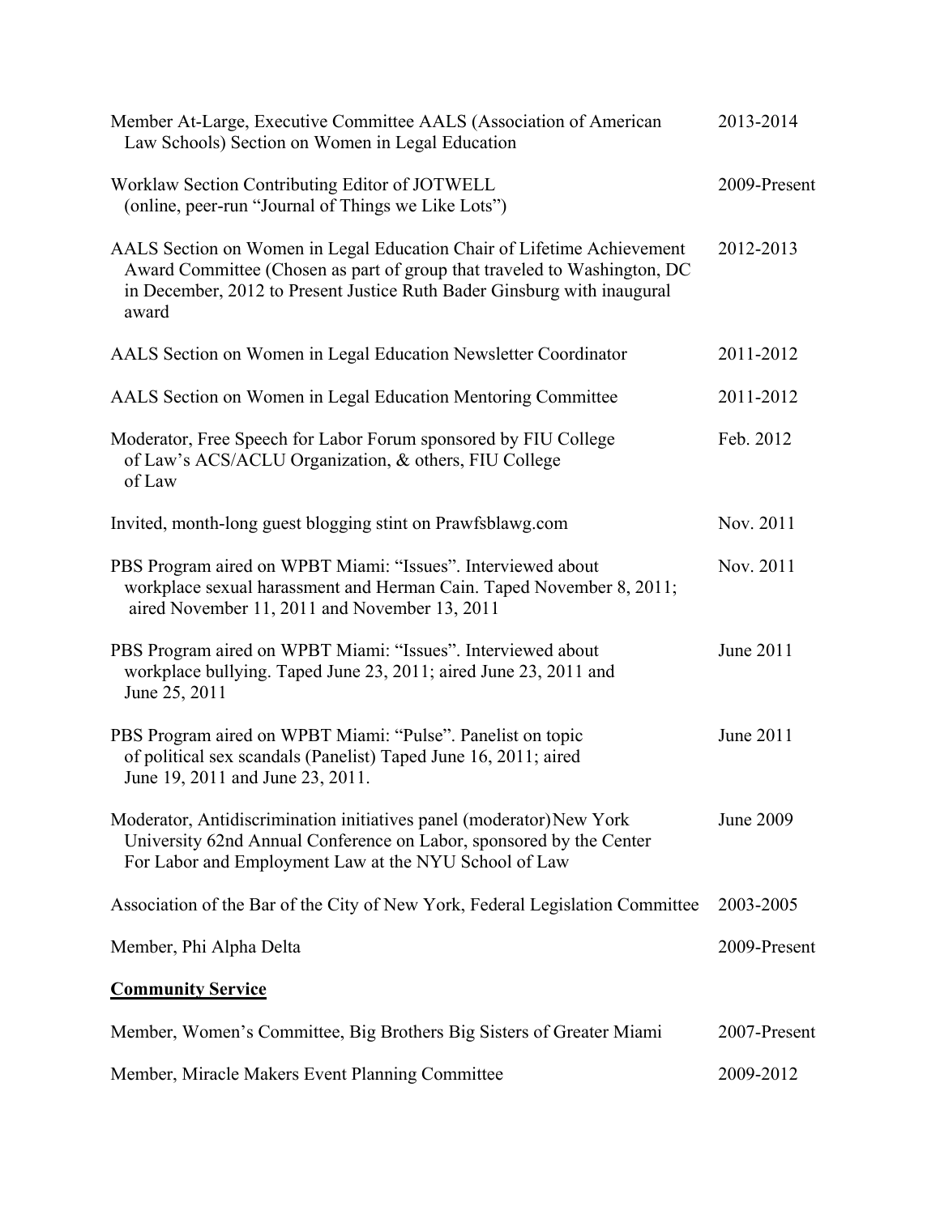| | |
|---|---|
| Member At-Large, Executive Committee AALS (Association of American Law Schools) Section on Women in Legal Education | 2013-2014 |
| Worklaw Section Contributing Editor of JOTWELL (online, peer-run "Journal of Things we Like Lots") | 2009-Present |
| AALS Section on Women in Legal Education Chair of Lifetime Achievement Award Committee (Chosen as part of group that traveled to Washington, DC in December, 2012 to Present Justice Ruth Bader Ginsburg with inaugural award | 2012-2013 |
| AALS Section on Women in Legal Education Newsletter Coordinator | 2011-2012 |
| AALS Section on Women in Legal Education Mentoring Committee | 2011-2012 |
| Moderator, Free Speech for Labor Forum sponsored by FIU College of Law's ACS/ACLU Organization, & others, FIU College of Law | Feb. 2012 |
| Invited, month-long guest blogging stint on Prawfsblawg.com | Nov. 2011 |
| PBS Program aired on WPBT Miami: "Issues". Interviewed about workplace sexual harassment and Herman Cain. Taped November 8, 2011; aired November 11, 2011 and November 13, 2011 | Nov. 2011 |
| PBS Program aired on WPBT Miami: "Issues". Interviewed about workplace bullying. Taped June 23, 2011; aired June 23, 2011 and June 25, 2011 | June 2011 |
| PBS Program aired on WPBT Miami: "Pulse". Panelist on topic of political sex scandals (Panelist) Taped June 16, 2011; aired June 19, 2011 and June 23, 2011. | June 2011 |
| Moderator, Antidiscrimination initiatives panel (moderator) New York University 62nd Annual Conference on Labor, sponsored by the Center For Labor and Employment Law at the NYU School of Law | June 2009 |
| Association of the Bar of the City of New York, Federal Legislation Committee | 2003-2005 |
| Member, Phi Alpha Delta | 2009-Present |

**Community Service**

| | |
|---|---|
| Member, Women's Committee, Big Brothers Big Sisters of Greater Miami | 2007-Present |
| Member, Miracle Makers Event Planning Committee | 2009-2012 |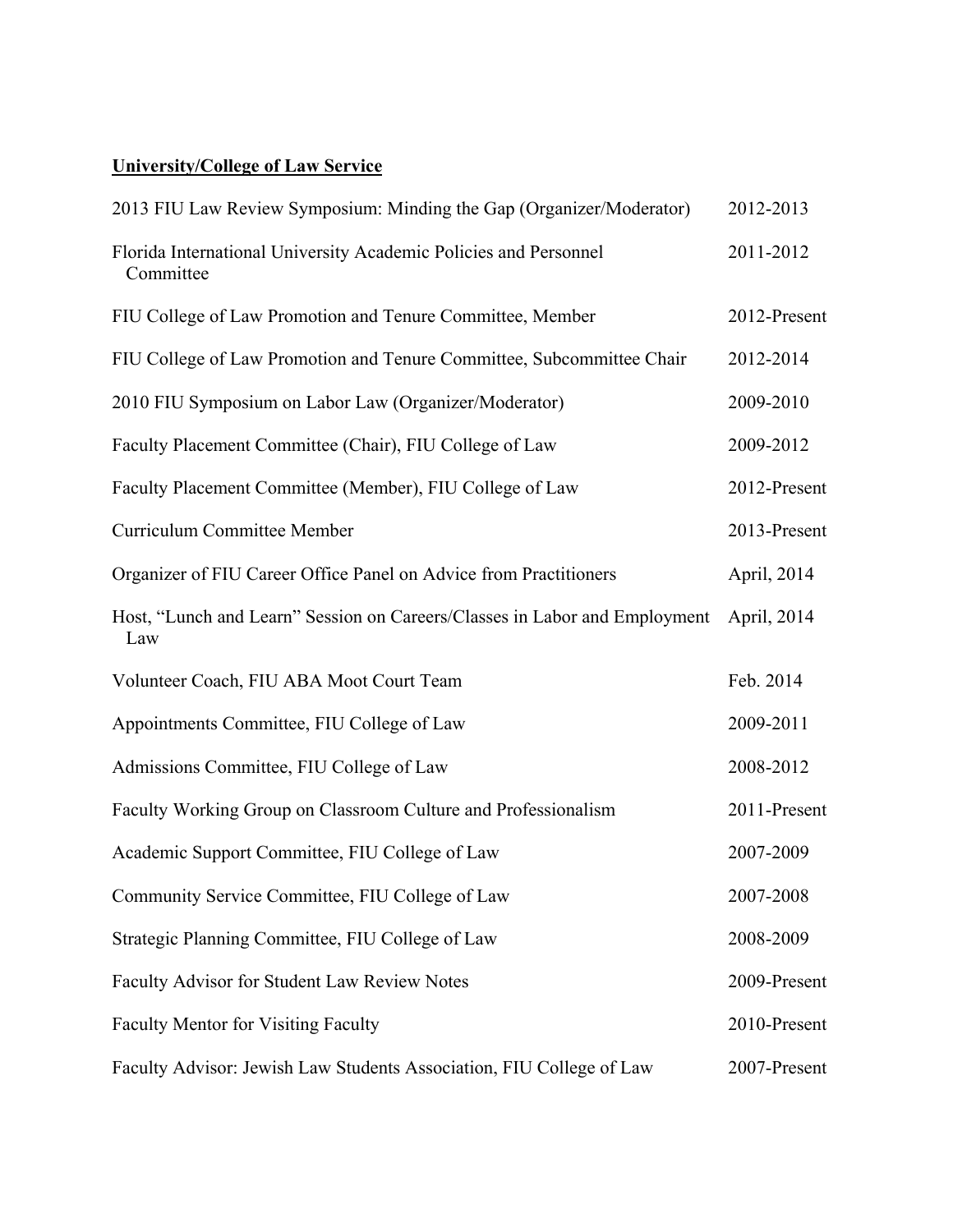**University/College of Law Service**

| | |
|---|---|
| 2013 FIU Law Review Symposium: Minding the Gap (Organizer/Moderator) | 2012-2013 |
| Florida International University Academic Policies and Personnel Committee | 2011-2012 |
| FIU College of Law Promotion and Tenure Committee, Member | 2012-Present |
| FIU College of Law Promotion and Tenure Committee, Subcommittee Chair | 2012-2014 |
| 2010 FIU Symposium on Labor Law (Organizer/Moderator) | 2009-2010 |
| Faculty Placement Committee (Chair), FIU College of Law | 2009-2012 |
| Faculty Placement Committee (Member), FIU College of Law | 2012-Present |
| Curriculum Committee Member | 2013-Present |
| Organizer of FIU Career Office Panel on Advice from Practitioners | April, 2014 |
| Host, "Lunch and Learn" Session on Careers/Classes in Labor and Employment Law | April, 2014 |
| Volunteer Coach, FIU ABA Moot Court Team | Feb. 2014 |
| Appointments Committee, FIU College of Law | 2009-2011 |
| Admissions Committee, FIU College of Law | 2008-2012 |
| Faculty Working Group on Classroom Culture and Professionalism | 2011-Present |
| Academic Support Committee, FIU College of Law | 2007-2009 |
| Community Service Committee, FIU College of Law | 2007-2008 |
| Strategic Planning Committee, FIU College of Law | 2008-2009 |
| Faculty Advisor for Student Law Review Notes | 2009-Present |
| Faculty Mentor for Visiting Faculty | 2010-Present |
| Faculty Advisor: Jewish Law Students Association, FIU College of Law | 2007-Present |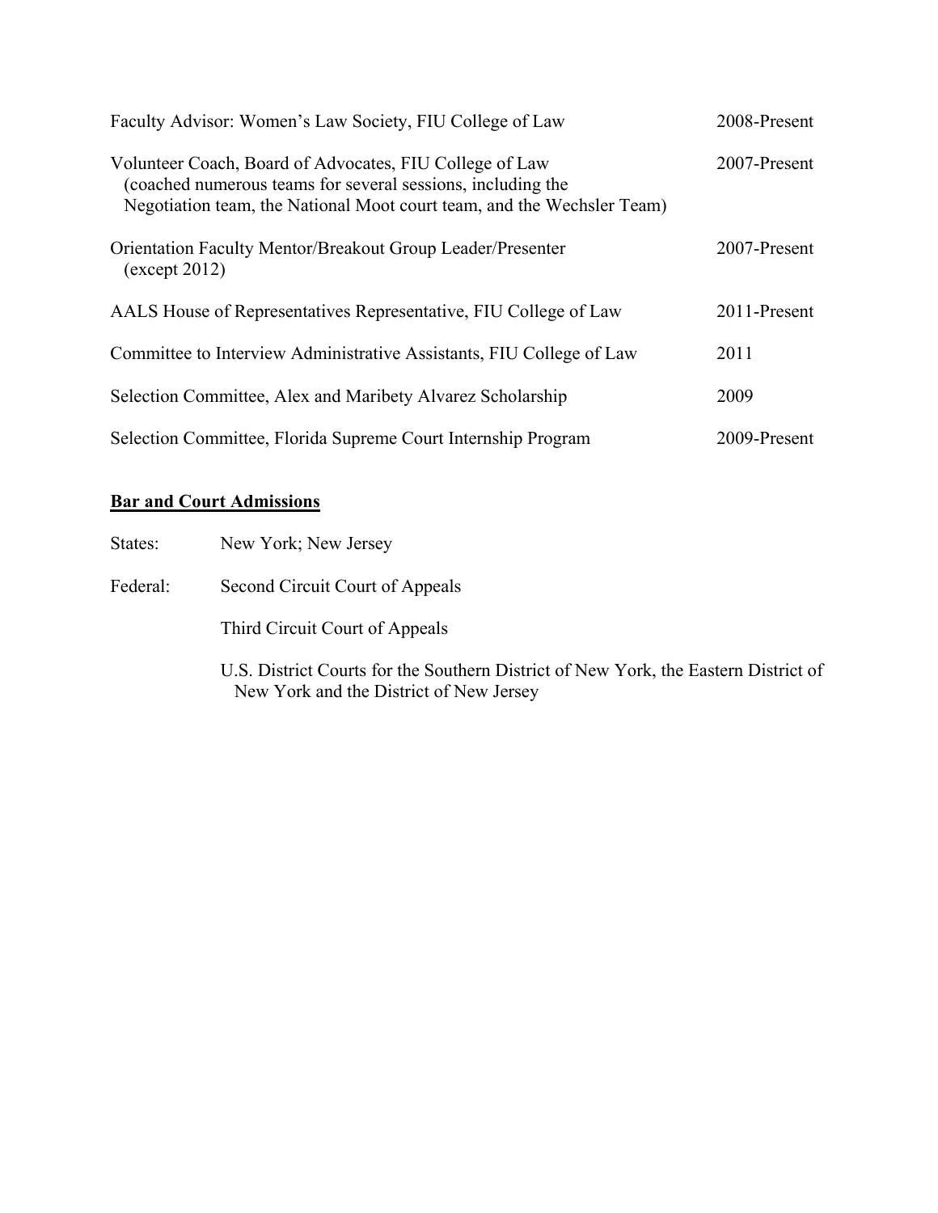| | |
|---|---|
| Faculty Advisor: Women's Law Society, FIU College of Law | 2008-Present |
| Volunteer Coach, Board of Advocates, FIU College of Law (coached numerous teams for several sessions, including the Negotiation team, the National Moot court team, and the Wechsler Team) | 2007-Present |
| Orientation Faculty Mentor/Breakout Group Leader/Presenter (except 2012) | 2007-Present |
| AALS House of Representatives Representative, FIU College of Law | 2011-Present |
| Committee to Interview Administrative Assistants, FIU College of Law | 2011 |
| Selection Committee, Alex and Maribety Alvarez Scholarship | 2009 |
| Selection Committee, Florida Supreme Court Internship Program | 2009-Present |

## Bar and Court Admissions

States: New York; New Jersey

Federal: Second Circuit Court of Appeals

Third Circuit Court of Appeals

U.S. District Courts for the Southern District of New York, the Eastern District of New York and the District of New Jersey